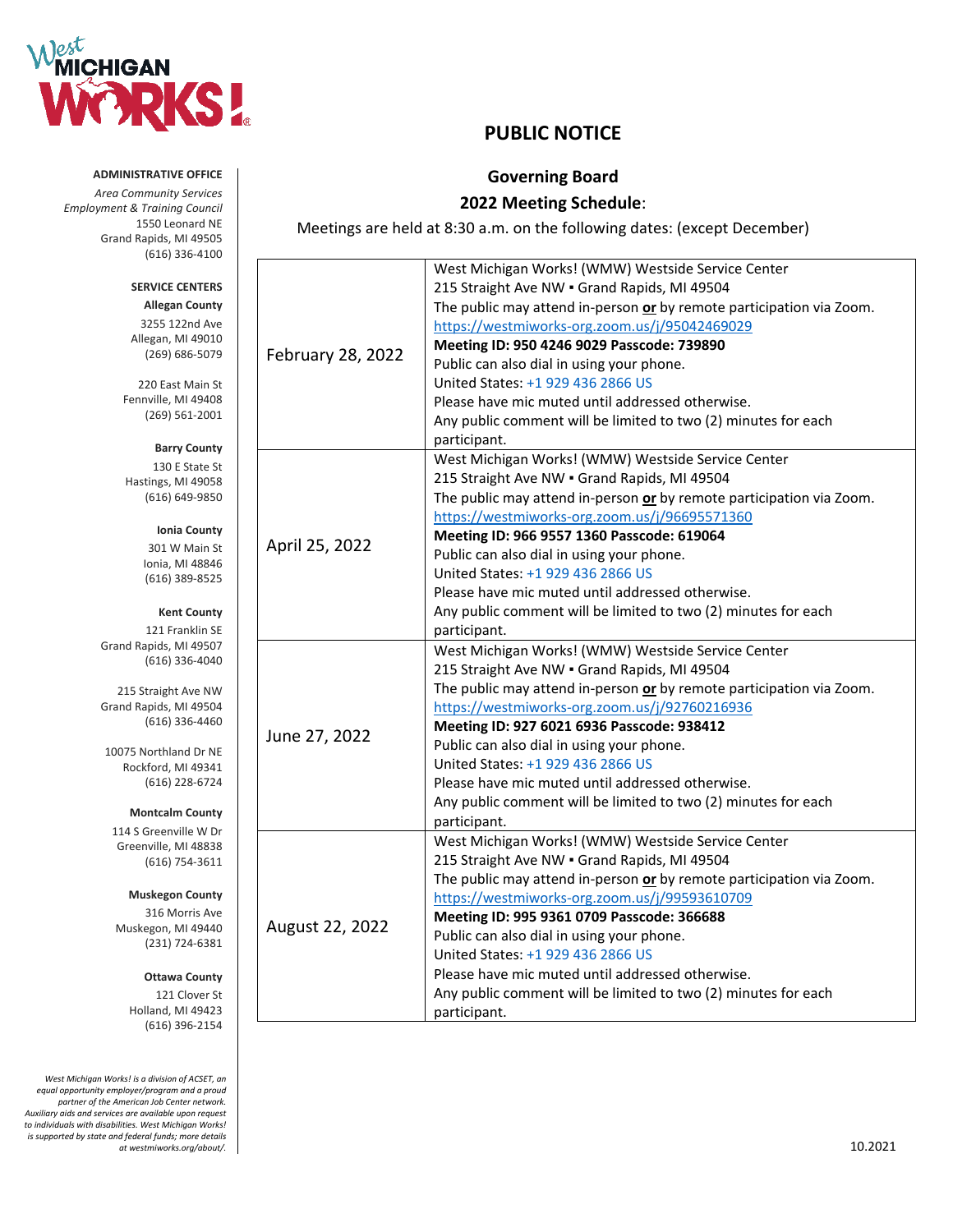West MICHIGAN WORKS!

**ADMINISTRATIVE OFFICE**
*Area Community Services Employment & Training Council*
1550 Leonard NE
Grand Rapids, MI 49505
(616) 336-4100

**SERVICE CENTERS**

**Allegan County**
3255 122nd Ave
Allegan, MI 49010
(269) 686-5079

220 East Main St
Fennville, MI 49408
(269) 561-2001

**Barry County**
130 E State St
Hastings, MI 49058
(616) 649-9850

**Ionia County**
301 W Main St
Ionia, MI 48846
(616) 389-8525

**Kent County**
121 Franklin SE
Grand Rapids, MI 49507
(616) 336-4040

215 Straight Ave NW
Grand Rapids, MI 49504
(616) 336-4460

10075 Northland Dr NE
Rockford, MI 49341
(616) 228-6724

**Montcalm County**
114 S Greenville W Dr
Greenville, MI 48838
(616) 754-3611

**Muskegon County**
316 Morris Ave
Muskegon, MI 49440
(231) 724-6381

**Ottawa County**
121 Clover St
Holland, MI 49423
(616) 396-2154

*West Michigan Works! is a division of ACSET, an equal opportunity employer/program and a proud partner of the American Job Center network. Auxiliary aids and services are available upon request to individuals with disabilities. West Michigan Works! is supported by state and federal funds; more details at westmiworks.org/about/.*

# PUBLIC NOTICE

## Governing Board

## 2022 Meeting Schedule:

Meetings are held at 8:30 a.m. on the following dates: (except December)

| Date | Details |
|---|---|
| February 28, 2022 | West Michigan Works! (WMW) Westside Service Center<br>215 Straight Ave NW ▪ Grand Rapids, MI 49504<br>The public may attend in-person **or** by remote participation via Zoom.<br>https://westmiworks-org.zoom.us/j/95042469029<br>**Meeting ID: 950 4246 9029 Passcode: 739890**<br>Public can also dial in using your phone.<br>United States: +1 929 436 2866 US<br>Please have mic muted until addressed otherwise.<br>Any public comment will be limited to two (2) minutes for each participant. |
| April 25, 2022 | West Michigan Works! (WMW) Westside Service Center<br>215 Straight Ave NW ▪ Grand Rapids, MI 49504<br>The public may attend in-person **or** by remote participation via Zoom.<br>https://westmiworks-org.zoom.us/j/96695571360<br>**Meeting ID: 966 9557 1360 Passcode: 619064**<br>Public can also dial in using your phone.<br>United States: +1 929 436 2866 US<br>Please have mic muted until addressed otherwise.<br>Any public comment will be limited to two (2) minutes for each participant. |
| June 27, 2022 | West Michigan Works! (WMW) Westside Service Center<br>215 Straight Ave NW ▪ Grand Rapids, MI 49504<br>The public may attend in-person **or** by remote participation via Zoom.<br>https://westmiworks-org.zoom.us/j/92760216936<br>**Meeting ID: 927 6021 6936 Passcode: 938412**<br>Public can also dial in using your phone.<br>United States: +1 929 436 2866 US<br>Please have mic muted until addressed otherwise.<br>Any public comment will be limited to two (2) minutes for each participant. |
| August 22, 2022 | West Michigan Works! (WMW) Westside Service Center<br>215 Straight Ave NW ▪ Grand Rapids, MI 49504<br>The public may attend in-person **or** by remote participation via Zoom.<br>https://westmiworks-org.zoom.us/j/99593610709<br>**Meeting ID: 995 9361 0709 Passcode: 366688**<br>Public can also dial in using your phone.<br>United States: +1 929 436 2866 US<br>Please have mic muted until addressed otherwise.<br>Any public comment will be limited to two (2) minutes for each participant. |

10.2021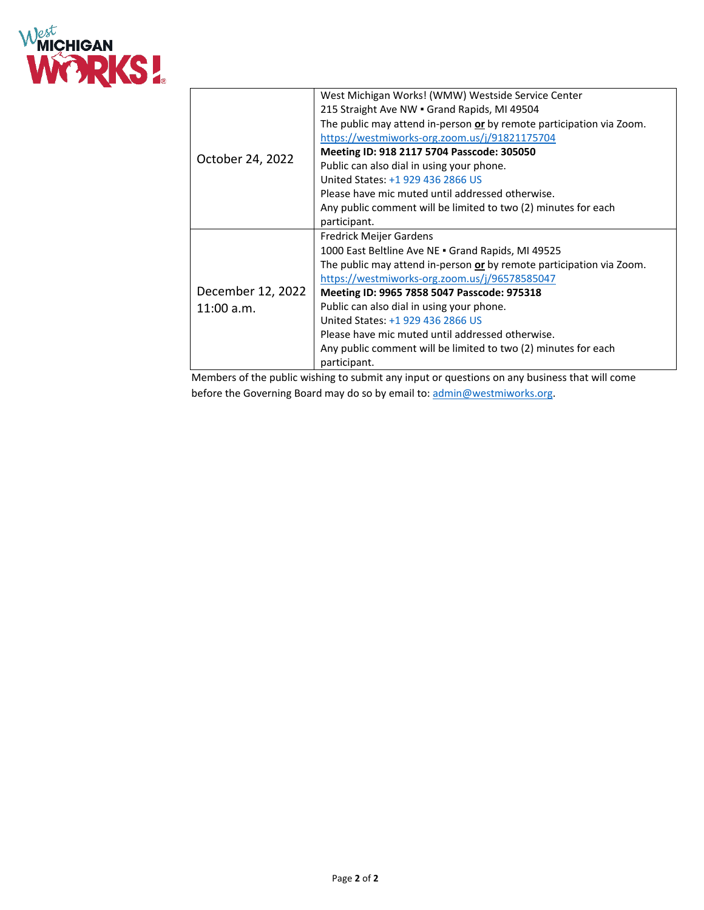| | |
|---|---|
| October 24, 2022 | West Michigan Works! (WMW) Westside Service Center<br>215 Straight Ave NW ▪ Grand Rapids, MI 49504<br>The public may attend in-person **or** by remote participation via Zoom.<br>https://westmiworks-org.zoom.us/j/91821175704<br>**Meeting ID: 918 2117 5704 Passcode: 305050**<br>Public can also dial in using your phone.<br>United States: +1 929 436 2866 US<br>Please have mic muted until addressed otherwise.<br>Any public comment will be limited to two (2) minutes for each participant. |
| December 12, 2022<br>11:00 a.m. | Fredrick Meijer Gardens<br>1000 East Beltline Ave NE ▪ Grand Rapids, MI 49525<br>The public may attend in-person **or** by remote participation via Zoom.<br>https://westmiworks-org.zoom.us/j/96578585047<br>**Meeting ID: 9965 7858 5047 Passcode: 975318**<br>Public can also dial in using your phone.<br>United States: +1 929 436 2866 US<br>Please have mic muted until addressed otherwise.<br>Any public comment will be limited to two (2) minutes for each participant. |

Members of the public wishing to submit any input or questions on any business that will come before the Governing Board may do so by email to: admin@westmiworks.org.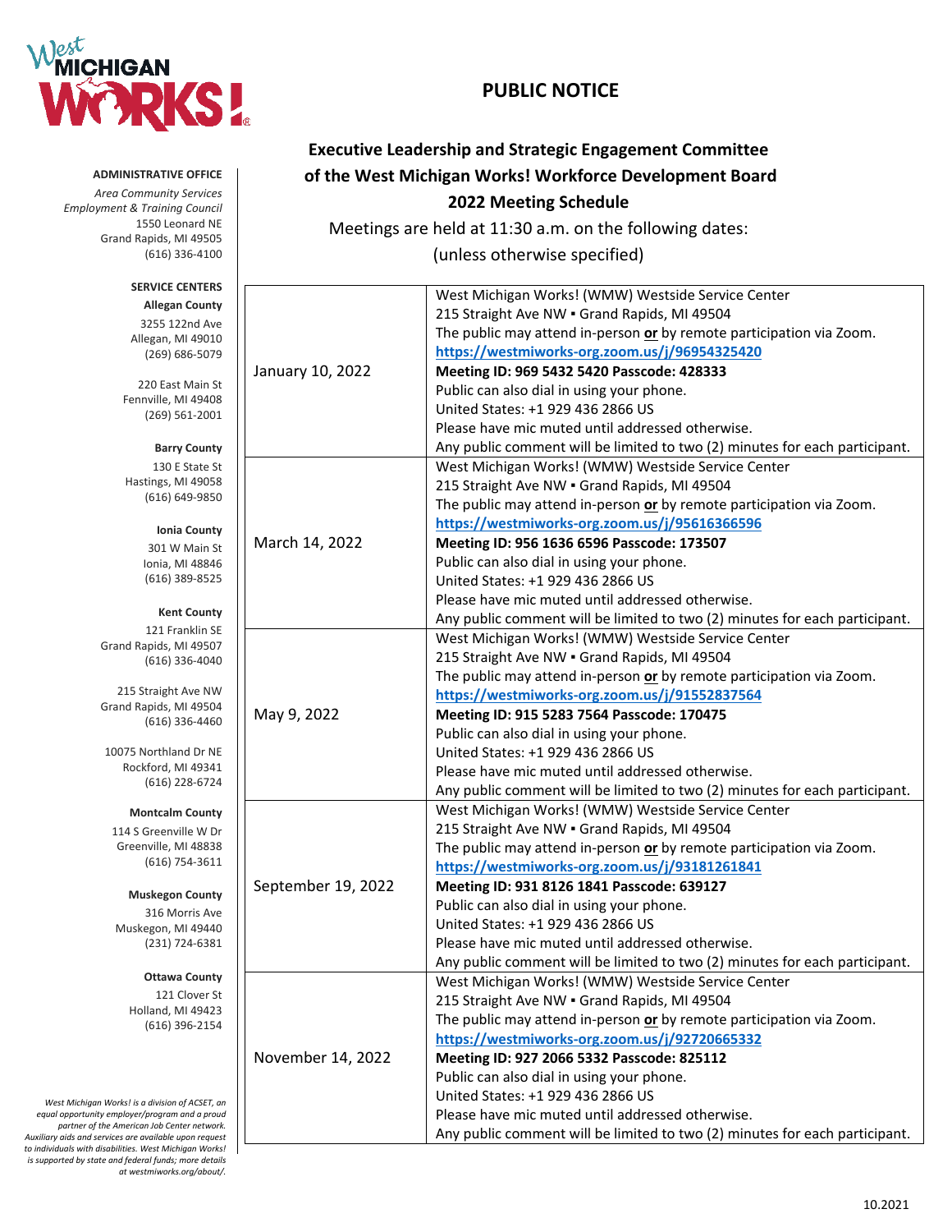# PUBLIC NOTICE

**ADMINISTRATIVE OFFICE**
*Area Community Services Employment & Training Council*
1550 Leonard NE
Grand Rapids, MI 49505
(616) 336-4100

**SERVICE CENTERS**

**Allegan County**
3255 122nd Ave
Allegan, MI 49010
(269) 686-5079

220 East Main St
Fennville, MI 49408
(269) 561-2001

**Barry County**
130 E State St
Hastings, MI 49058
(616) 649-9850

**Ionia County**
301 W Main St
Ionia, MI 48846
(616) 389-8525

**Kent County**
121 Franklin SE
Grand Rapids, MI 49507
(616) 336-4040

215 Straight Ave NW
Grand Rapids, MI 49504
(616) 336-4460

10075 Northland Dr NE
Rockford, MI 49341
(616) 228-6724

**Montcalm County**
114 S Greenville W Dr
Greenville, MI 48838
(616) 754-3611

**Muskegon County**
316 Morris Ave
Muskegon, MI 49440
(231) 724-6381

**Ottawa County**
121 Clover St
Holland, MI 49423
(616) 396-2154

*West Michigan Works! is a division of ACSET, an equal opportunity employer/program and a proud partner of the American Job Center network. Auxiliary aids and services are available upon request to individuals with disabilities. West Michigan Works! is supported by state and federal funds; more details at westmiworks.org/about/.*

## Executive Leadership and Strategic Engagement Committee of the West Michigan Works! Workforce Development Board 2022 Meeting Schedule

Meetings are held at 11:30 a.m. on the following dates:
(unless otherwise specified)

| Date | Location / Details |
|---|---|
| January 10, 2022 | West Michigan Works! (WMW) Westside Service Center<br>215 Straight Ave NW ▪ Grand Rapids, MI 49504<br>The public may attend in-person **or** by remote participation via Zoom.<br>**https://westmiworks-org.zoom.us/j/96954325420**<br>**Meeting ID: 969 5432 5420 Passcode: 428333**<br>Public can also dial in using your phone.<br>United States: +1 929 436 2866 US<br>Please have mic muted until addressed otherwise.<br>Any public comment will be limited to two (2) minutes for each participant. |
| March 14, 2022 | West Michigan Works! (WMW) Westside Service Center<br>215 Straight Ave NW ▪ Grand Rapids, MI 49504<br>The public may attend in-person **or** by remote participation via Zoom.<br>**https://westmiworks-org.zoom.us/j/95616366596**<br>**Meeting ID: 956 1636 6596 Passcode: 173507**<br>Public can also dial in using your phone.<br>United States: +1 929 436 2866 US<br>Please have mic muted until addressed otherwise.<br>Any public comment will be limited to two (2) minutes for each participant. |
| May 9, 2022 | West Michigan Works! (WMW) Westside Service Center<br>215 Straight Ave NW ▪ Grand Rapids, MI 49504<br>The public may attend in-person **or** by remote participation via Zoom.<br>**https://westmiworks-org.zoom.us/j/91552837564**<br>**Meeting ID: 915 5283 7564 Passcode: 170475**<br>Public can also dial in using your phone.<br>United States: +1 929 436 2866 US<br>Please have mic muted until addressed otherwise.<br>Any public comment will be limited to two (2) minutes for each participant. |
| September 19, 2022 | West Michigan Works! (WMW) Westside Service Center<br>215 Straight Ave NW ▪ Grand Rapids, MI 49504<br>The public may attend in-person **or** by remote participation via Zoom.<br>**https://westmiworks-org.zoom.us/j/93181261841**<br>**Meeting ID: 931 8126 1841 Passcode: 639127**<br>Public can also dial in using your phone.<br>United States: +1 929 436 2866 US<br>Please have mic muted until addressed otherwise.<br>Any public comment will be limited to two (2) minutes for each participant. |
| November 14, 2022 | West Michigan Works! (WMW) Westside Service Center<br>215 Straight Ave NW ▪ Grand Rapids, MI 49504<br>The public may attend in-person **or** by remote participation via Zoom.<br>**https://westmiworks-org.zoom.us/j/92720665332**<br>**Meeting ID: 927 2066 5332 Passcode: 825112**<br>Public can also dial in using your phone.<br>United States: +1 929 436 2866 US<br>Please have mic muted until addressed otherwise.<br>Any public comment will be limited to two (2) minutes for each participant. |

10.2021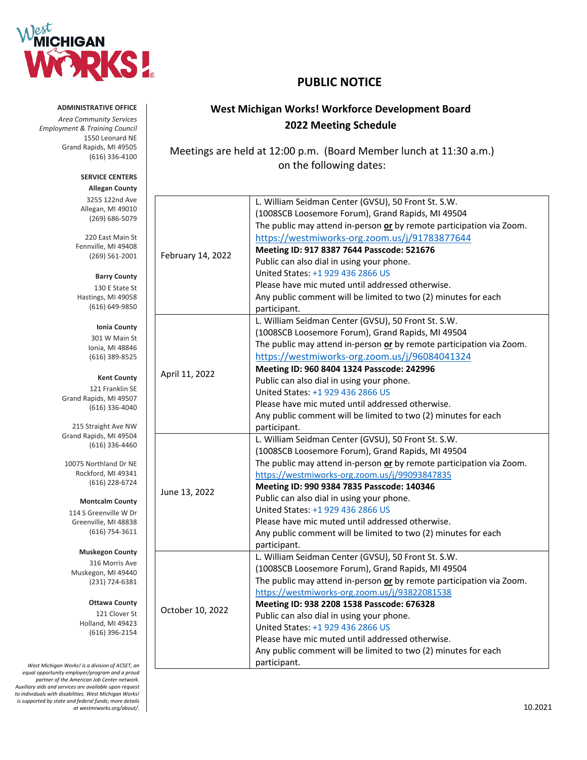West Michigan Works!

**ADMINISTRATIVE OFFICE**

*Area Community Services Employment & Training Council*
1550 Leonard NE
Grand Rapids, MI 49505
(616) 336-4100

**SERVICE CENTERS**

**Allegan County**
3255 122nd Ave
Allegan, MI 49010
(269) 686-5079

220 East Main St
Fennville, MI 49408
(269) 561-2001

**Barry County**
130 E State St
Hastings, MI 49058
(616) 649-9850

**Ionia County**
301 W Main St
Ionia, MI 48846
(616) 389-8525

**Kent County**
121 Franklin SE
Grand Rapids, MI 49507
(616) 336-4040

215 Straight Ave NW
Grand Rapids, MI 49504
(616) 336-4460

10075 Northland Dr NE
Rockford, MI 49341
(616) 228-6724

**Montcalm County**
114 S Greenville W Dr
Greenville, MI 48838
(616) 754-3611

**Muskegon County**
316 Morris Ave
Muskegon, MI 49440
(231) 724-6381

**Ottawa County**
121 Clover St
Holland, MI 49423
(616) 396-2154

*West Michigan Works! is a division of ACSET, an equal opportunity employer/program and a proud partner of the American Job Center network. Auxiliary aids and services are available upon request to individuals with disabilities. West Michigan Works! is supported by state and federal funds; more details at westmiworks.org/about/.*

# PUBLIC NOTICE

## West Michigan Works! Workforce Development Board
## 2022 Meeting Schedule

Meetings are held at 12:00 p.m. (Board Member lunch at 11:30 a.m.) on the following dates:

| | |
|---|---|
| February 14, 2022 | L. William Seidman Center (GVSU), 50 Front St. S.W. (1008SCB Loosemore Forum), Grand Rapids, MI 49504<br>The public may attend in-person **or** by remote participation via Zoom.<br>https://westmiworks-org.zoom.us/j/91783877644<br>**Meeting ID: 917 8387 7644 Passcode: 521676**<br>Public can also dial in using your phone.<br>United States: +1 929 436 2866 US<br>Please have mic muted until addressed otherwise.<br>Any public comment will be limited to two (2) minutes for each participant. |
| April 11, 2022 | L. William Seidman Center (GVSU), 50 Front St. S.W. (1008SCB Loosemore Forum), Grand Rapids, MI 49504<br>The public may attend in-person **or** by remote participation via Zoom.<br>https://westmiworks-org.zoom.us/j/96084041324<br>**Meeting ID: 960 8404 1324 Passcode: 242996**<br>Public can also dial in using your phone.<br>United States: +1 929 436 2866 US<br>Please have mic muted until addressed otherwise.<br>Any public comment will be limited to two (2) minutes for each participant. |
| June 13, 2022 | L. William Seidman Center (GVSU), 50 Front St. S.W. (1008SCB Loosemore Forum), Grand Rapids, MI 49504<br>The public may attend in-person **or** by remote participation via Zoom.<br>https://westmiworks-org.zoom.us/j/99093847835<br>**Meeting ID: 990 9384 7835 Passcode: 140346**<br>Public can also dial in using your phone.<br>United States: +1 929 436 2866 US<br>Please have mic muted until addressed otherwise.<br>Any public comment will be limited to two (2) minutes for each participant. |
| October 10, 2022 | L. William Seidman Center (GVSU), 50 Front St. S.W. (1008SCB Loosemore Forum), Grand Rapids, MI 49504<br>The public may attend in-person **or** by remote participation via Zoom.<br>https://westmiworks-org.zoom.us/j/93822081538<br>**Meeting ID: 938 2208 1538 Passcode: 676328**<br>Public can also dial in using your phone.<br>United States: +1 929 436 2866 US<br>Please have mic muted until addressed otherwise.<br>Any public comment will be limited to two (2) minutes for each participant. |

10.2021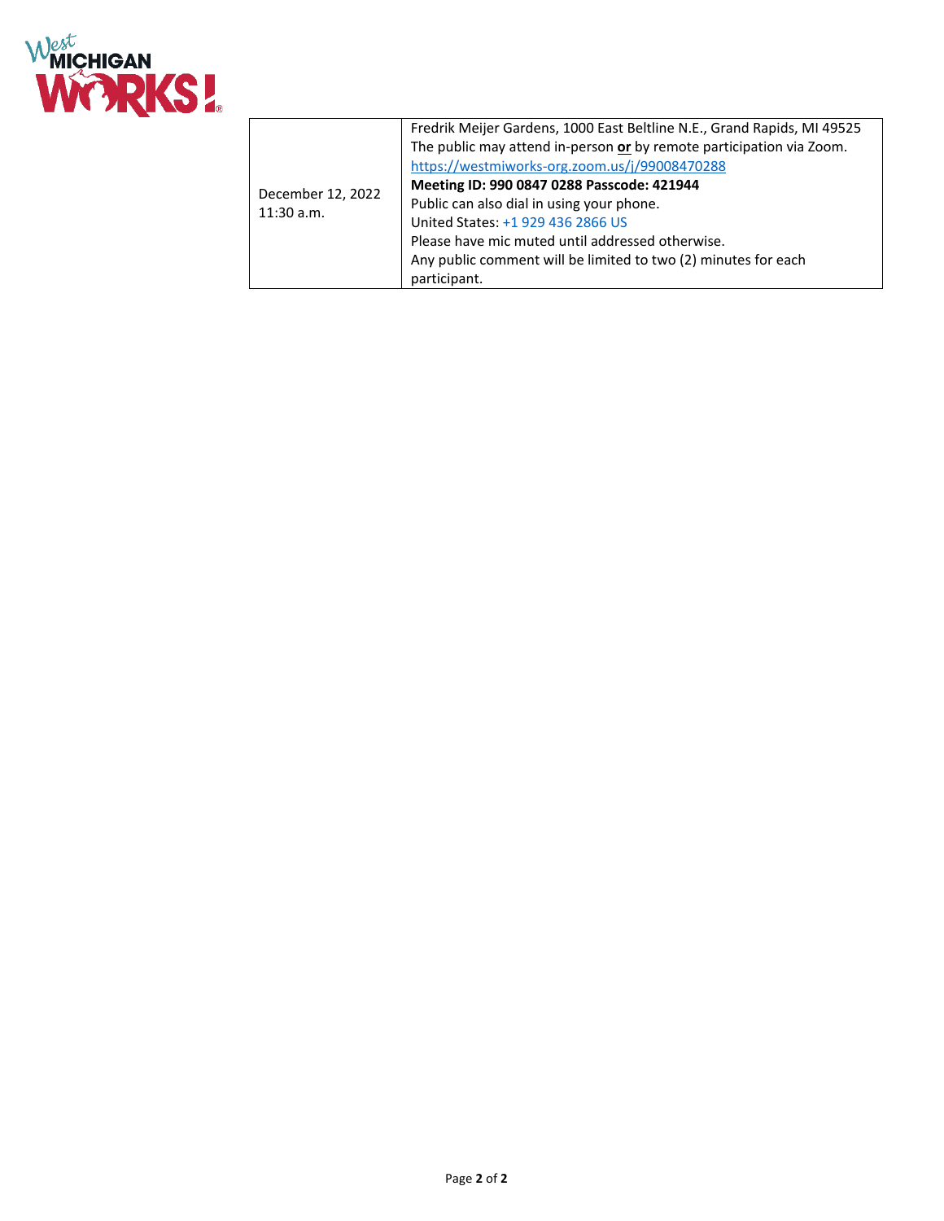| | |
|---|---|
| December 12, 2022<br>11:30 a.m. | Fredrik Meijer Gardens, 1000 East Beltline N.E., Grand Rapids, MI 49525<br>The public may attend in-person **or** by remote participation via Zoom.<br>https://westmiworks-org.zoom.us/j/99008470288<br>**Meeting ID: 990 0847 0288 Passcode: 421944**<br>Public can also dial in using your phone.<br>United States: +1 929 436 2866 US<br>Please have mic muted until addressed otherwise.<br>Any public comment will be limited to two (2) minutes for each participant. |